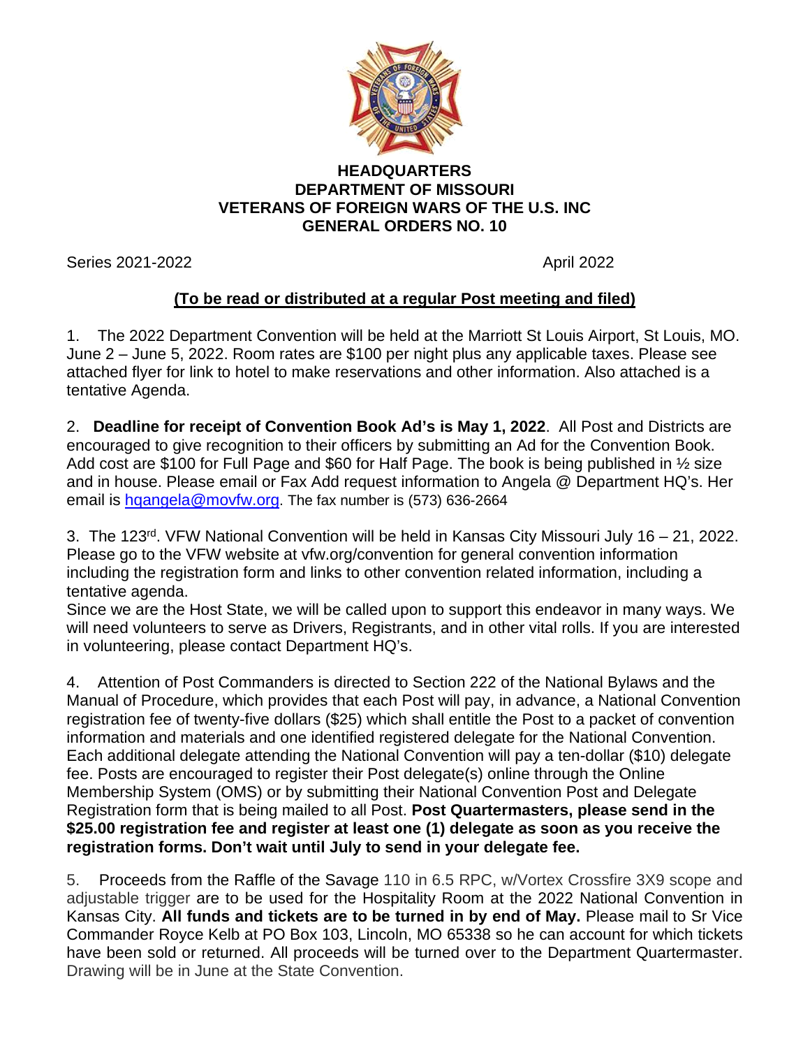**HEADQUARTERS**
**DEPARTMENT OF MISSOURI**
**VETERANS OF FOREIGN WARS OF THE U.S. INC**
**GENERAL ORDERS NO. 10**

Series 2021-2022 April 2022

**(To be read or distributed at a regular Post meeting and filed)**

1. The 2022 Department Convention will be held at the Marriott St Louis Airport, St Louis, MO. June 2 – June 5, 2022. Room rates are $100 per night plus any applicable taxes. Please see attached flyer for link to hotel to make reservations and other information. Also attached is a tentative Agenda.

2. **Deadline for receipt of Convention Book Ad's is May 1, 2022**. All Post and Districts are encouraged to give recognition to their officers by submitting an Ad for the Convention Book. Add cost are $100 for Full Page and $60 for Half Page. The book is being published in ½ size and in house. Please email or Fax Add request information to Angela @ Department HQ's. Her email is hqangela@movfw.org. The fax number is (573) 636-2664

3. The 123rd. VFW National Convention will be held in Kansas City Missouri July 16 – 21, 2022. Please go to the VFW website at vfw.org/convention for general convention information including the registration form and links to other convention related information, including a tentative agenda.
Since we are the Host State, we will be called upon to support this endeavor in many ways. We will need volunteers to serve as Drivers, Registrants, and in other vital rolls. If you are interested in volunteering, please contact Department HQ's.

4. Attention of Post Commanders is directed to Section 222 of the National Bylaws and the Manual of Procedure, which provides that each Post will pay, in advance, a National Convention registration fee of twenty-five dollars ($25) which shall entitle the Post to a packet of convention information and materials and one identified registered delegate for the National Convention. Each additional delegate attending the National Convention will pay a ten-dollar ($10) delegate fee. Posts are encouraged to register their Post delegate(s) online through the Online Membership System (OMS) or by submitting their National Convention Post and Delegate Registration form that is being mailed to all Post. **Post Quartermasters, please send in the $25.00 registration fee and register at least one (1) delegate as soon as you receive the registration forms. Don't wait until July to send in your delegate fee.**

5. Proceeds from the Raffle of the Savage 110 in 6.5 RPC, w/Vortex Crossfire 3X9 scope and adjustable trigger are to be used for the Hospitality Room at the 2022 National Convention in Kansas City. **All funds and tickets are to be turned in by end of May.** Please mail to Sr Vice Commander Royce Kelb at PO Box 103, Lincoln, MO 65338 so he can account for which tickets have been sold or returned. All proceeds will be turned over to the Department Quartermaster. Drawing will be in June at the State Convention.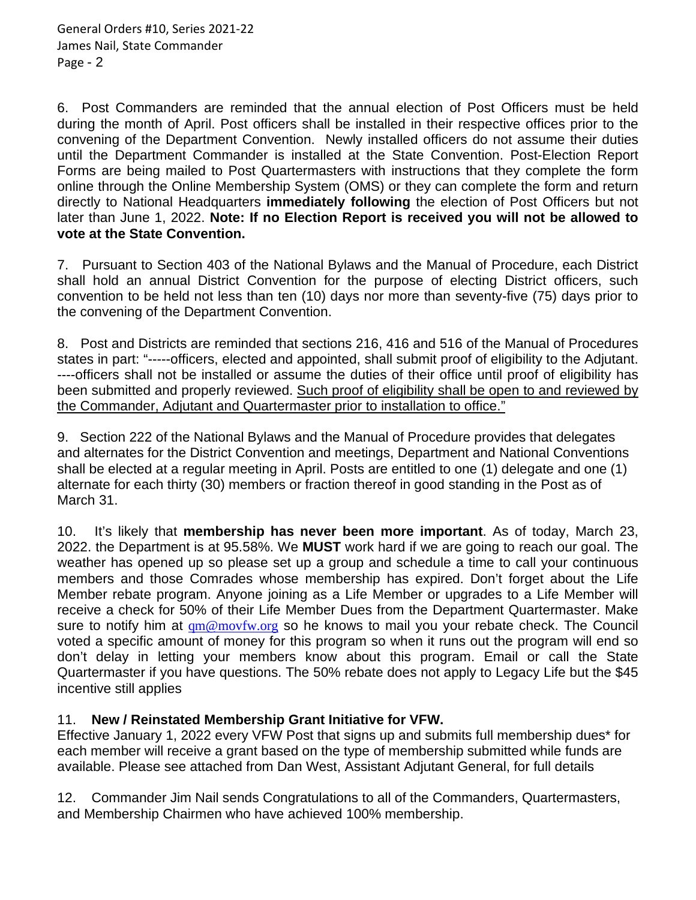6. Post Commanders are reminded that the annual election of Post Officers must be held during the month of April. Post officers shall be installed in their respective offices prior to the convening of the Department Convention. Newly installed officers do not assume their duties until the Department Commander is installed at the State Convention. Post-Election Report Forms are being mailed to Post Quartermasters with instructions that they complete the form online through the Online Membership System (OMS) or they can complete the form and return directly to National Headquarters **immediately following** the election of Post Officers but not later than June 1, 2022. **Note: If no Election Report is received you will not be allowed to vote at the State Convention.**

7. Pursuant to Section 403 of the National Bylaws and the Manual of Procedure, each District shall hold an annual District Convention for the purpose of electing District officers, such convention to be held not less than ten (10) days nor more than seventy-five (75) days prior to the convening of the Department Convention.

8. Post and Districts are reminded that sections 216, 416 and 516 of the Manual of Procedures states in part: "-----officers, elected and appointed, shall submit proof of eligibility to the Adjutant. ----officers shall not be installed or assume the duties of their office until proof of eligibility has been submitted and properly reviewed. <u>Such proof of eligibility shall be open to and reviewed by the Commander, Adjutant and Quartermaster prior to installation to office."</u>

9. Section 222 of the National Bylaws and the Manual of Procedure provides that delegates and alternates for the District Convention and meetings, Department and National Conventions shall be elected at a regular meeting in April. Posts are entitled to one (1) delegate and one (1) alternate for each thirty (30) members or fraction thereof in good standing in the Post as of March 31.

10. It's likely that **membership has never been more important**. As of today, March 23, 2022. the Department is at 95.58%. We **MUST** work hard if we are going to reach our goal. The weather has opened up so please set up a group and schedule a time to call your continuous members and those Comrades whose membership has expired. Don't forget about the Life Member rebate program. Anyone joining as a Life Member or upgrades to a Life Member will receive a check for 50% of their Life Member Dues from the Department Quartermaster. Make sure to notify him at qm@movfw.org so he knows to mail you your rebate check. The Council voted a specific amount of money for this program so when it runs out the program will end so don't delay in letting your members know about this program. Email or call the State Quartermaster if you have questions. The 50% rebate does not apply to Legacy Life but the $45 incentive still applies

11. **New / Reinstated Membership Grant Initiative for VFW.**
Effective January 1, 2022 every VFW Post that signs up and submits full membership dues* for each member will receive a grant based on the type of membership submitted while funds are available. Please see attached from Dan West, Assistant Adjutant General, for full details

12. Commander Jim Nail sends Congratulations to all of the Commanders, Quartermasters, and Membership Chairmen who have achieved 100% membership.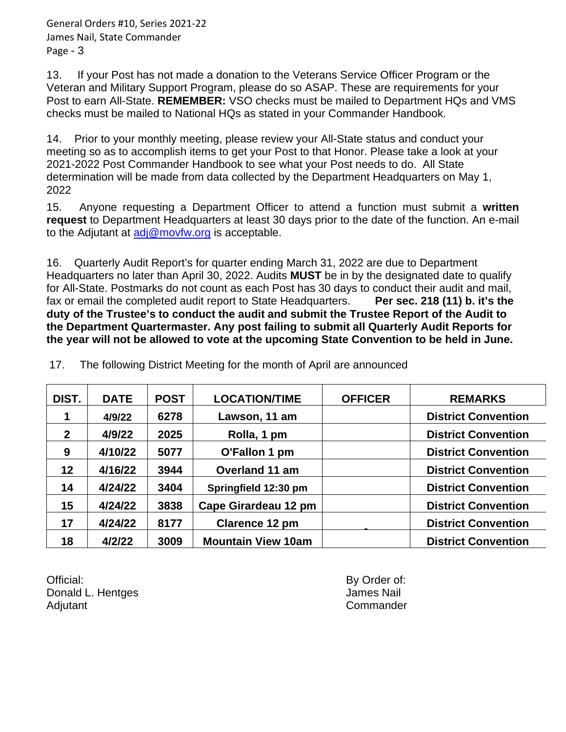13. If your Post has not made a donation to the Veterans Service Officer Program or the Veteran and Military Support Program, please do so ASAP. These are requirements for your Post to earn All-State. **REMEMBER:** VSO checks must be mailed to Department HQs and VMS checks must be mailed to National HQs as stated in your Commander Handbook.

14. Prior to your monthly meeting, please review your All-State status and conduct your meeting so as to accomplish items to get your Post to that Honor. Please take a look at your 2021-2022 Post Commander Handbook to see what your Post needs to do. All State determination will be made from data collected by the Department Headquarters on May 1, 2022

15. Anyone requesting a Department Officer to attend a function must submit a **written request** to Department Headquarters at least 30 days prior to the date of the function. An e-mail to the Adjutant at adj@movfw.org is acceptable.

16. Quarterly Audit Report's for quarter ending March 31, 2022 are due to Department Headquarters no later than April 30, 2022. Audits **MUST** be in by the designated date to qualify for All-State. Postmarks do not count as each Post has 30 days to conduct their audit and mail, fax or email the completed audit report to State Headquarters. **Per sec. 218 (11) b. it's the duty of the Trustee's to conduct the audit and submit the Trustee Report of the Audit to the Department Quartermaster. Any post failing to submit all Quarterly Audit Reports for the year will not be allowed to vote at the upcoming State Convention to be held in June.**

17. The following District Meeting for the month of April are announced

| DIST. | DATE | POST | LOCATION/TIME | OFFICER | REMARKS |
|---|---|---|---|---|---|
| 1 | 4/9/22 | 6278 | Lawson, 11 am | | District Convention |
| 2 | 4/9/22 | 2025 | Rolla, 1 pm | | District Convention |
| 9 | 4/10/22 | 5077 | O'Fallon 1 pm | | District Convention |
| 12 | 4/16/22 | 3944 | Overland 11 am | | District Convention |
| 14 | 4/24/22 | 3404 | Springfield 12:30 pm | | District Convention |
| 15 | 4/24/22 | 3838 | Cape Girardeau 12 pm | | District Convention |
| 17 | 4/24/22 | 8177 | Clarence 12 pm | - | District Convention |
| 18 | 4/2/22 | 3009 | Mountain View 10am | | District Convention |

Official:
Donald L. Hentges
Adjutant

By Order of:
James Nail
Commander